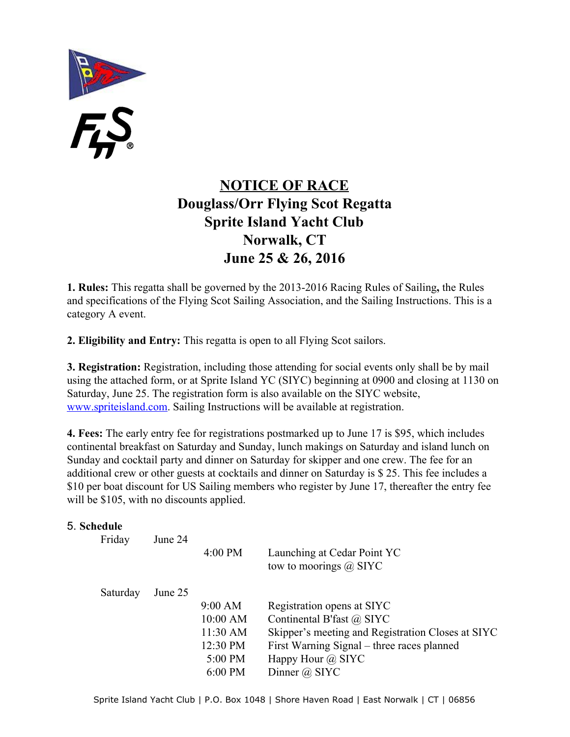# NOTICE OF RACE

## Douglass/Orr Flying Scot Regatta
## Sprite Island Yacht Club
## Norwalk, CT
## June 25 & 26, 2016

**1. Rules:** This regatta shall be governed by the 2013-2016 Racing Rules of Sailing**,** the Rules and specifications of the Flying Scot Sailing Association, and the Sailing Instructions. This is a category A event.

**2. Eligibility and Entry:** This regatta is open to all Flying Scot sailors.

**3. Registration:** Registration, including those attending for social events only shall be by mail using the attached form, or at Sprite Island YC (SIYC) beginning at 0900 and closing at 1130 on Saturday, June 25. The registration form is also available on the SIYC website, www.spriteisland.com. Sailing Instructions will be available at registration.

**4. Fees:** The early entry fee for registrations postmarked up to June 17 is $95, which includes continental breakfast on Saturday and Sunday, lunch makings on Saturday and island lunch on Sunday and cocktail party and dinner on Saturday for skipper and one crew. The fee for an additional crew or other guests at cocktails and dinner on Saturday is $ 25. This fee includes a $10 per boat discount for US Sailing members who register by June 17, thereafter the entry fee will be $105, with no discounts applied.

**5. Schedule**

| | | | |
|---|---|---|---|
| Friday | June 24 | | |
| | | 4:00 PM | Launching at Cedar Point YC tow to moorings @ SIYC |
| Saturday | June 25 | | |
| | | 9:00 AM | Registration opens at SIYC |
| | | 10:00 AM | Continental B'fast @ SIYC |
| | | 11:30 AM | Skipper's meeting and Registration Closes at SIYC |
| | | 12:30 PM | First Warning Signal – three races planned |
| | | 5:00 PM | Happy Hour @ SIYC |
| | | 6:00 PM | Dinner @ SIYC |

Sprite Island Yacht Club | P.O. Box 1048 | Shore Haven Road | East Norwalk | CT | 06856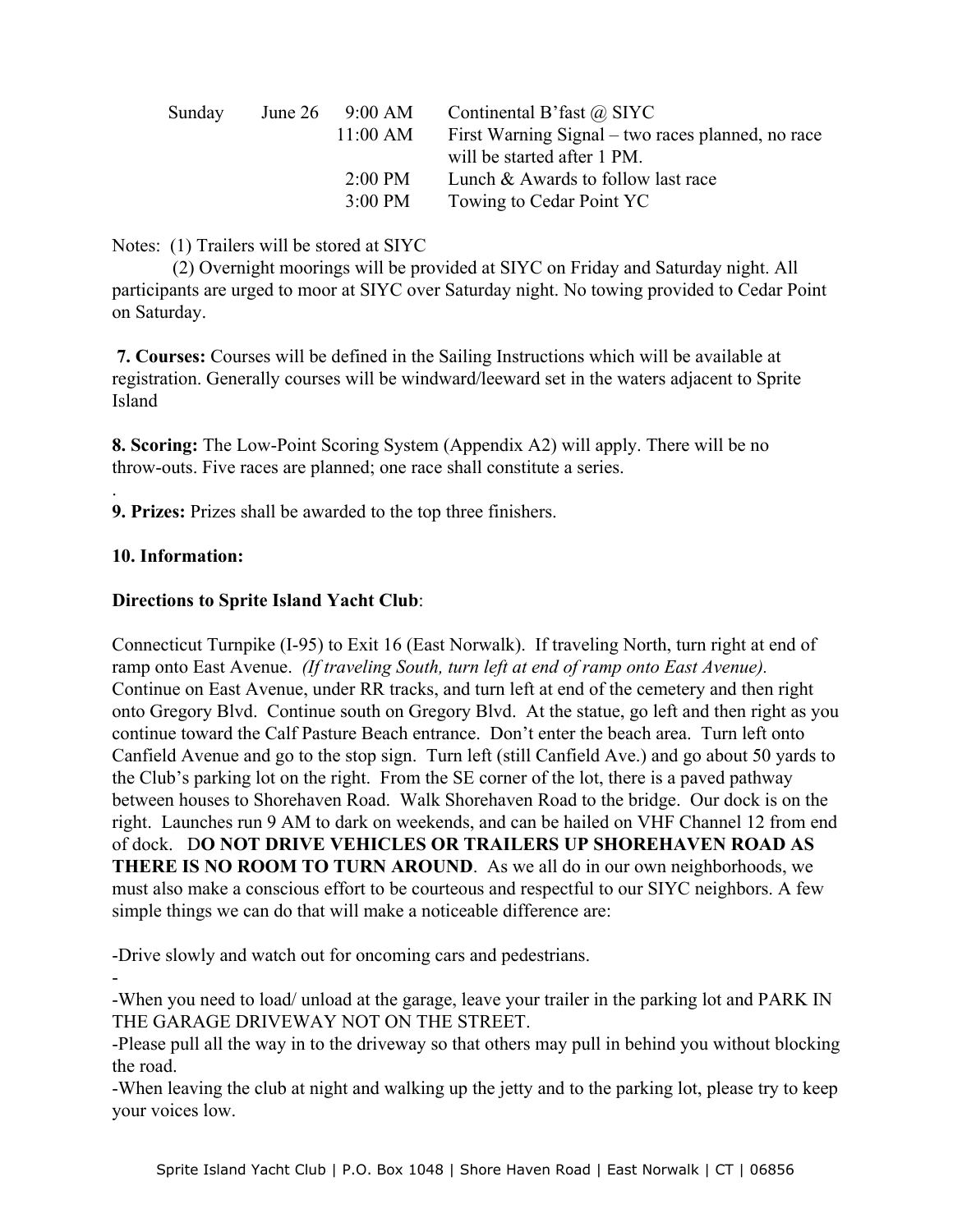| Sunday | June 26 | 9:00 AM | Continental B'fast @ SIYC |
|---|---|---|---|
| | | 11:00 AM | First Warning Signal – two races planned, no race will be started after 1 PM. |
| | | 2:00 PM | Lunch & Awards to follow last race |
| | | 3:00 PM | Towing to Cedar Point YC |

Notes: (1) Trailers will be stored at SIYC

(2) Overnight moorings will be provided at SIYC on Friday and Saturday night. All participants are urged to moor at SIYC over Saturday night. No towing provided to Cedar Point on Saturday.

**7. Courses:** Courses will be defined in the Sailing Instructions which will be available at registration. Generally courses will be windward/leeward set in the waters adjacent to Sprite Island

**8. Scoring:** The Low-Point Scoring System (Appendix A2) will apply. There will be no throw-outs. Five races are planned; one race shall constitute a series.

.

**9. Prizes:** Prizes shall be awarded to the top three finishers.

**10. Information:**

**Directions to Sprite Island Yacht Club**:

Connecticut Turnpike (I-95) to Exit 16 (East Norwalk). If traveling North, turn right at end of ramp onto East Avenue. *(If traveling South, turn left at end of ramp onto East Avenue).* Continue on East Avenue, under RR tracks, and turn left at end of the cemetery and then right onto Gregory Blvd. Continue south on Gregory Blvd. At the statue, go left and then right as you continue toward the Calf Pasture Beach entrance. Don't enter the beach area. Turn left onto Canfield Avenue and go to the stop sign. Turn left (still Canfield Ave.) and go about 50 yards to the Club's parking lot on the right. From the SE corner of the lot, there is a paved pathway between houses to Shorehaven Road. Walk Shorehaven Road to the bridge. Our dock is on the right. Launches run 9 AM to dark on weekends, and can be hailed on VHF Channel 12 from end of dock. D**O NOT DRIVE VEHICLES OR TRAILERS UP SHOREHAVEN ROAD AS THERE IS NO ROOM TO TURN AROUND**. As we all do in our own neighborhoods, we must also make a conscious effort to be courteous and respectful to our SIYC neighbors. A few simple things we can do that will make a noticeable difference are:

-Drive slowly and watch out for oncoming cars and pedestrians.

-

-When you need to load/ unload at the garage, leave your trailer in the parking lot and PARK IN THE GARAGE DRIVEWAY NOT ON THE STREET.

-Please pull all the way in to the driveway so that others may pull in behind you without blocking the road.

-When leaving the club at night and walking up the jetty and to the parking lot, please try to keep your voices low.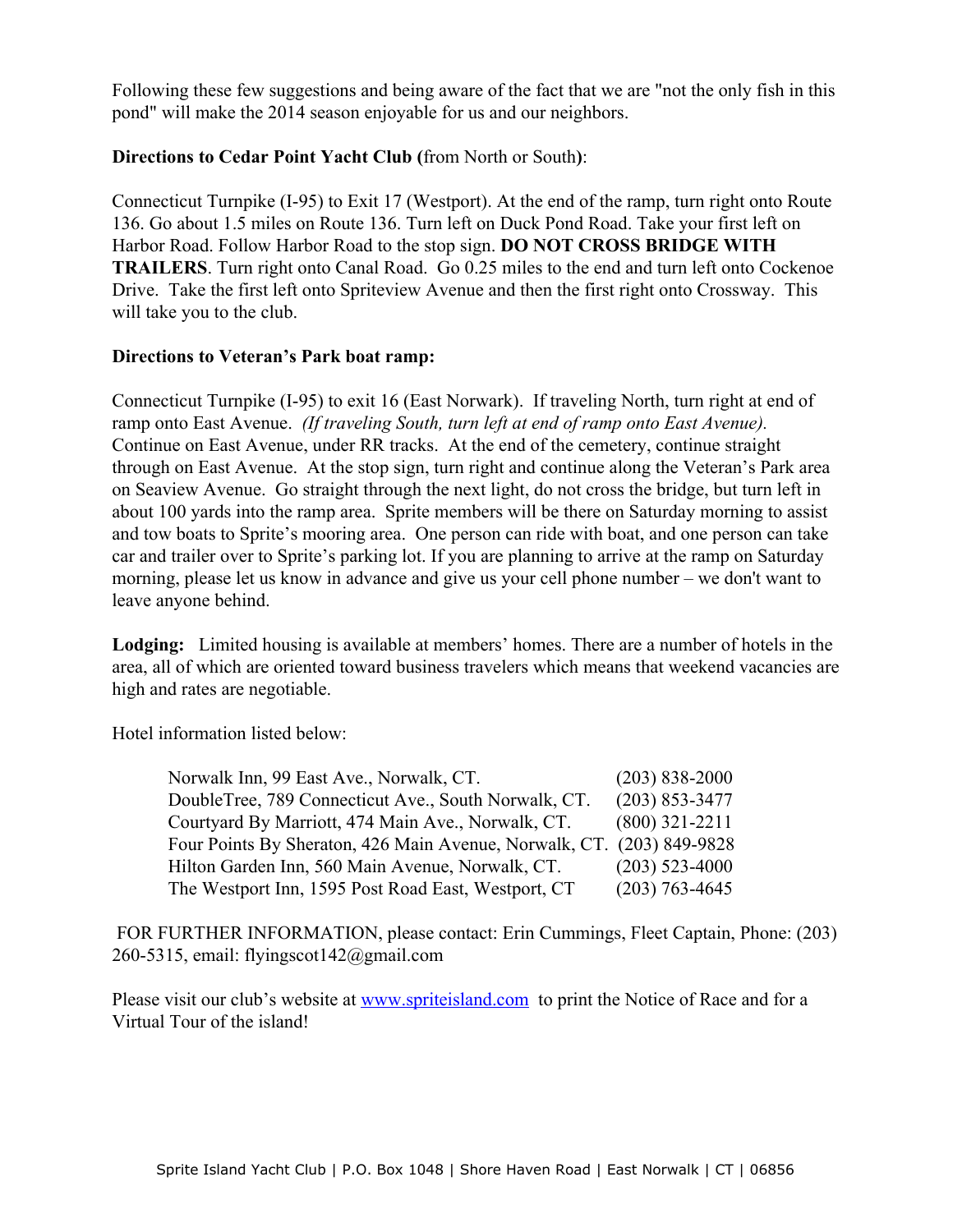Following these few suggestions and being aware of the fact that we are "not the only fish in this pond" will make the 2014 season enjoyable for us and our neighbors.

**Directions to Cedar Point Yacht Club (**from North or South**)**:

Connecticut Turnpike (I-95) to Exit 17 (Westport). At the end of the ramp, turn right onto Route 136. Go about 1.5 miles on Route 136. Turn left on Duck Pond Road. Take your first left on Harbor Road. Follow Harbor Road to the stop sign. **DO NOT CROSS BRIDGE WITH TRAILERS**. Turn right onto Canal Road. Go 0.25 miles to the end and turn left onto Cockenoe Drive. Take the first left onto Spriteview Avenue and then the first right onto Crossway. This will take you to the club.

**Directions to Veteran's Park boat ramp:**

Connecticut Turnpike (I-95) to exit 16 (East Norwark). If traveling North, turn right at end of ramp onto East Avenue. *(If traveling South, turn left at end of ramp onto East Avenue).* Continue on East Avenue, under RR tracks. At the end of the cemetery, continue straight through on East Avenue. At the stop sign, turn right and continue along the Veteran's Park area on Seaview Avenue. Go straight through the next light, do not cross the bridge, but turn left in about 100 yards into the ramp area. Sprite members will be there on Saturday morning to assist and tow boats to Sprite's mooring area. One person can ride with boat, and one person can take car and trailer over to Sprite's parking lot. If you are planning to arrive at the ramp on Saturday morning, please let us know in advance and give us your cell phone number – we don't want to leave anyone behind.

**Lodging:** Limited housing is available at members' homes. There are a number of hotels in the area, all of which are oriented toward business travelers which means that weekend vacancies are high and rates are negotiable.

Hotel information listed below:

| | |
|---|---|
| Norwalk Inn, 99 East Ave., Norwalk, CT. | (203) 838-2000 |
| DoubleTree, 789 Connecticut Ave., South Norwalk, CT. | (203) 853-3477 |
| Courtyard By Marriott, 474 Main Ave., Norwalk, CT. | (800) 321-2211 |
| Four Points By Sheraton, 426 Main Avenue, Norwalk, CT. | (203) 849-9828 |
| Hilton Garden Inn, 560 Main Avenue, Norwalk, CT. | (203) 523-4000 |
| The Westport Inn, 1595 Post Road East, Westport, CT | (203) 763-4645 |

FOR FURTHER INFORMATION, please contact: Erin Cummings, Fleet Captain, Phone: (203) 260-5315, email: flyingscot142@gmail.com

Please visit our club's website at www.spriteisland.com to print the Notice of Race and for a Virtual Tour of the island!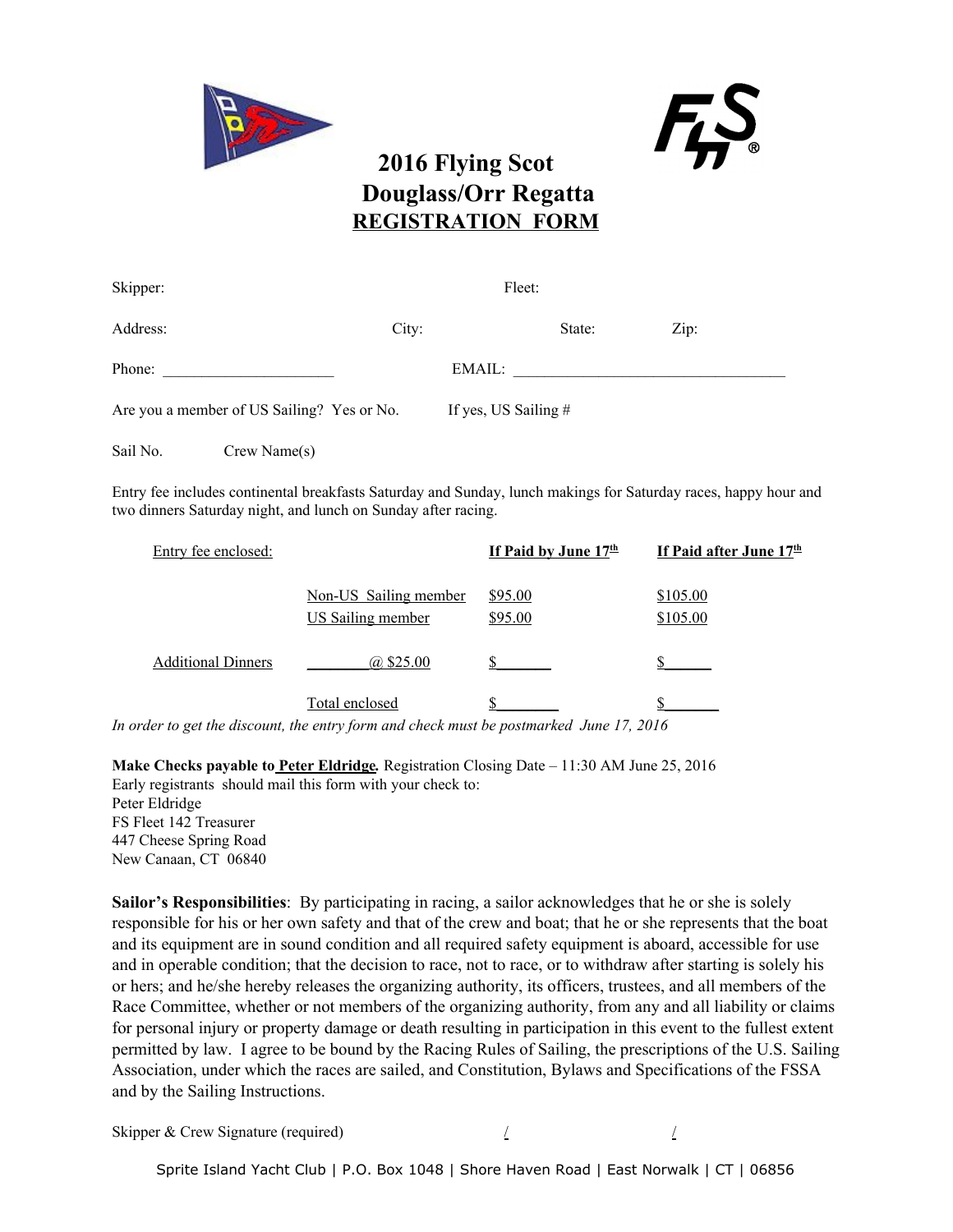# 2016 Flying Scot Douglass/Orr Regatta

## REGISTRATION FORM

Skipper: Fleet:

Address: City: State: Zip:

Phone: ______________________ EMAIL: ___________________________________

Are you a member of US Sailing? Yes or No. If yes, US Sailing #

Sail No. Crew Name(s)

Entry fee includes continental breakfasts Saturday and Sunday, lunch makings for Saturday races, happy hour and two dinners Saturday night, and lunch on Sunday after racing.

| Entry fee enclosed: | | If Paid by June 17th | If Paid after June 17th |
|---|---|---|---|
| | Non-US Sailing member | $95.00 | $105.00 |
| | US Sailing member | $95.00 | $105.00 |
| Additional Dinners | ________@ $25.00 | $_______ | $______ |
| | Total enclosed | $________ | $_______ |

*In order to get the discount, the entry form and check must be postmarked June 17, 2016*

**Make Checks payable to Peter Eldridge.** Registration Closing Date – 11:30 AM June 25, 2016
Early registrants should mail this form with your check to:
Peter Eldridge
FS Fleet 142 Treasurer
447 Cheese Spring Road
New Canaan, CT 06840

**Sailor's Responsibilities**: By participating in racing, a sailor acknowledges that he or she is solely responsible for his or her own safety and that of the crew and boat; that he or she represents that the boat and its equipment are in sound condition and all required safety equipment is aboard, accessible for use and in operable condition; that the decision to race, not to race, or to withdraw after starting is solely his or hers; and he/she hereby releases the organizing authority, its officers, trustees, and all members of the Race Committee, whether or not members of the organizing authority, from any and all liability or claims for personal injury or property damage or death resulting in participation in this event to the fullest extent permitted by law. I agree to be bound by the Racing Rules of Sailing, the prescriptions of the U.S. Sailing Association, under which the races are sailed, and Constitution, Bylaws and Specifications of the FSSA and by the Sailing Instructions.

Skipper & Crew Signature (required) / /

Sprite Island Yacht Club | P.O. Box 1048 | Shore Haven Road | East Norwalk | CT | 06856